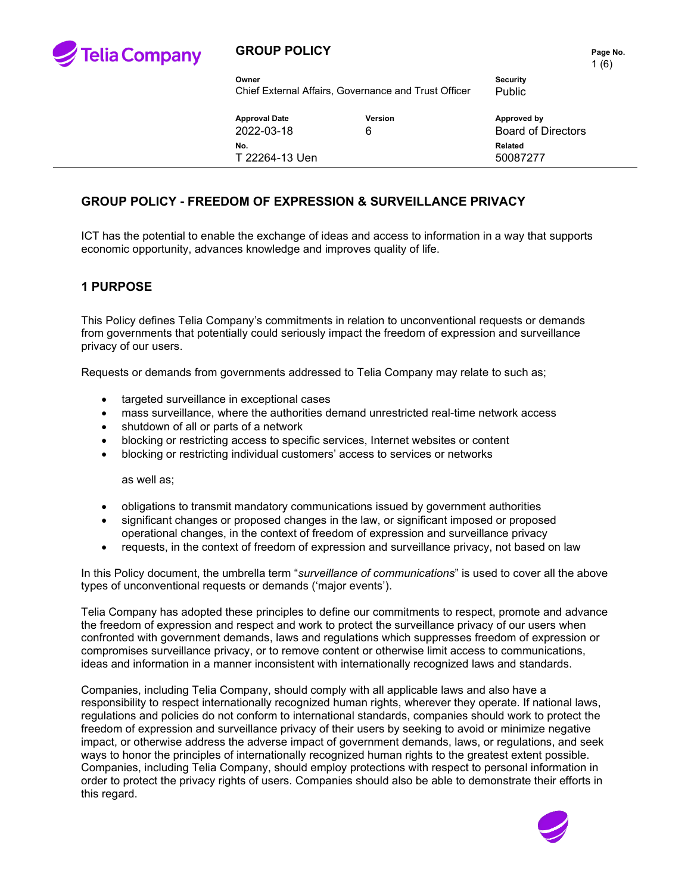**GROUP POLICY**

| Owner | | Security |
|---|---|---|
| Chief External Affairs, Governance and Trust Officer | | Public |
| **Approval Date** | **Version** | **Approved by** |
| 2022-03-18 | 6 | Board of Directors |
| **No.** | | **Related** |
| T 22264-13 Uen | | 50087277 |

## GROUP POLICY - FREEDOM OF EXPRESSION & SURVEILLANCE PRIVACY

ICT has the potential to enable the exchange of ideas and access to information in a way that supports economic opportunity, advances knowledge and improves quality of life.

## 1 PURPOSE

This Policy defines Telia Company's commitments in relation to unconventional requests or demands from governments that potentially could seriously impact the freedom of expression and surveillance privacy of our users.

Requests or demands from governments addressed to Telia Company may relate to such as;

- targeted surveillance in exceptional cases
- mass surveillance, where the authorities demand unrestricted real-time network access
- shutdown of all or parts of a network
- blocking or restricting access to specific services, Internet websites or content
- blocking or restricting individual customers' access to services or networks

as well as;

- obligations to transmit mandatory communications issued by government authorities
- significant changes or proposed changes in the law, or significant imposed or proposed operational changes, in the context of freedom of expression and surveillance privacy
- requests, in the context of freedom of expression and surveillance privacy, not based on law

In this Policy document, the umbrella term "*surveillance of communications*" is used to cover all the above types of unconventional requests or demands ('major events').

Telia Company has adopted these principles to define our commitments to respect, promote and advance the freedom of expression and respect and work to protect the surveillance privacy of our users when confronted with government demands, laws and regulations which suppresses freedom of expression or compromises surveillance privacy, or to remove content or otherwise limit access to communications, ideas and information in a manner inconsistent with internationally recognized laws and standards.

Companies, including Telia Company, should comply with all applicable laws and also have a responsibility to respect internationally recognized human rights, wherever they operate. If national laws, regulations and policies do not conform to international standards, companies should work to protect the freedom of expression and surveillance privacy of their users by seeking to avoid or minimize negative impact, or otherwise address the adverse impact of government demands, laws, or regulations, and seek ways to honor the principles of internationally recognized human rights to the greatest extent possible. Companies, including Telia Company, should employ protections with respect to personal information in order to protect the privacy rights of users. Companies should also be able to demonstrate their efforts in this regard.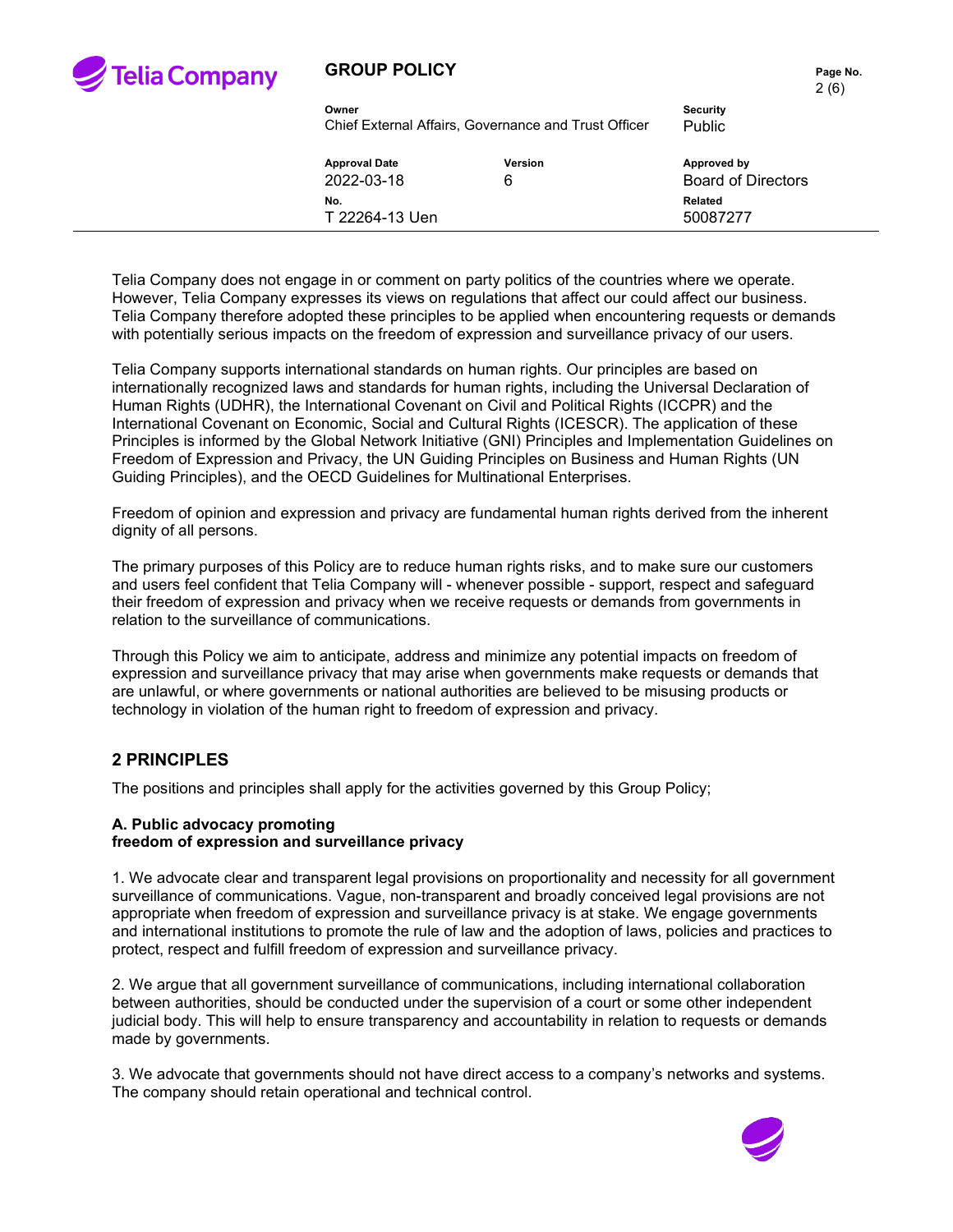Telia Company does not engage in or comment on party politics of the countries where we operate. However, Telia Company expresses its views on regulations that affect our could affect our business. Telia Company therefore adopted these principles to be applied when encountering requests or demands with potentially serious impacts on the freedom of expression and surveillance privacy of our users.

Telia Company supports international standards on human rights. Our principles are based on internationally recognized laws and standards for human rights, including the Universal Declaration of Human Rights (UDHR), the International Covenant on Civil and Political Rights (ICCPR) and the International Covenant on Economic, Social and Cultural Rights (ICESCR). The application of these Principles is informed by the Global Network Initiative (GNI) Principles and Implementation Guidelines on Freedom of Expression and Privacy, the UN Guiding Principles on Business and Human Rights (UN Guiding Principles), and the OECD Guidelines for Multinational Enterprises.

Freedom of opinion and expression and privacy are fundamental human rights derived from the inherent dignity of all persons.

The primary purposes of this Policy are to reduce human rights risks, and to make sure our customers and users feel confident that Telia Company will - whenever possible - support, respect and safeguard their freedom of expression and privacy when we receive requests or demands from governments in relation to the surveillance of communications.

Through this Policy we aim to anticipate, address and minimize any potential impacts on freedom of expression and surveillance privacy that may arise when governments make requests or demands that are unlawful, or where governments or national authorities are believed to be misusing products or technology in violation of the human right to freedom of expression and privacy.

## 2 PRINCIPLES

The positions and principles shall apply for the activities governed by this Group Policy;

### A. Public advocacy promoting freedom of expression and surveillance privacy

1. We advocate clear and transparent legal provisions on proportionality and necessity for all government surveillance of communications. Vague, non-transparent and broadly conceived legal provisions are not appropriate when freedom of expression and surveillance privacy is at stake. We engage governments and international institutions to promote the rule of law and the adoption of laws, policies and practices to protect, respect and fulfill freedom of expression and surveillance privacy.

2. We argue that all government surveillance of communications, including international collaboration between authorities, should be conducted under the supervision of a court or some other independent judicial body. This will help to ensure transparency and accountability in relation to requests or demands made by governments.

3. We advocate that governments should not have direct access to a company's networks and systems. The company should retain operational and technical control.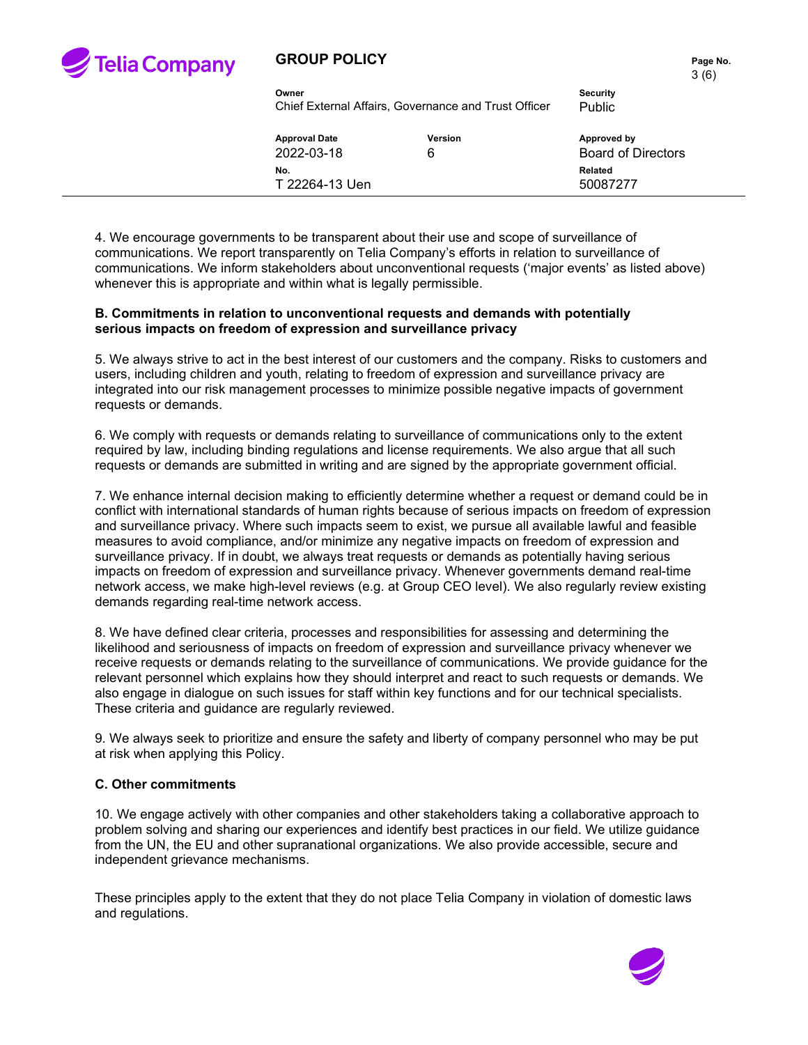4. We encourage governments to be transparent about their use and scope of surveillance of communications. We report transparently on Telia Company's efforts in relation to surveillance of communications. We inform stakeholders about unconventional requests ('major events' as listed above) whenever this is appropriate and within what is legally permissible.

**B. Commitments in relation to unconventional requests and demands with potentially serious impacts on freedom of expression and surveillance privacy**

5. We always strive to act in the best interest of our customers and the company. Risks to customers and users, including children and youth, relating to freedom of expression and surveillance privacy are integrated into our risk management processes to minimize possible negative impacts of government requests or demands.

6. We comply with requests or demands relating to surveillance of communications only to the extent required by law, including binding regulations and license requirements. We also argue that all such requests or demands are submitted in writing and are signed by the appropriate government official.

7. We enhance internal decision making to efficiently determine whether a request or demand could be in conflict with international standards of human rights because of serious impacts on freedom of expression and surveillance privacy. Where such impacts seem to exist, we pursue all available lawful and feasible measures to avoid compliance, and/or minimize any negative impacts on freedom of expression and surveillance privacy. If in doubt, we always treat requests or demands as potentially having serious impacts on freedom of expression and surveillance privacy. Whenever governments demand real-time network access, we make high-level reviews (e.g. at Group CEO level). We also regularly review existing demands regarding real-time network access.

8. We have defined clear criteria, processes and responsibilities for assessing and determining the likelihood and seriousness of impacts on freedom of expression and surveillance privacy whenever we receive requests or demands relating to the surveillance of communications. We provide guidance for the relevant personnel which explains how they should interpret and react to such requests or demands. We also engage in dialogue on such issues for staff within key functions and for our technical specialists. These criteria and guidance are regularly reviewed.

9. We always seek to prioritize and ensure the safety and liberty of company personnel who may be put at risk when applying this Policy.

**C. Other commitments**

10. We engage actively with other companies and other stakeholders taking a collaborative approach to problem solving and sharing our experiences and identify best practices in our field. We utilize guidance from the UN, the EU and other supranational organizations. We also provide accessible, secure and independent grievance mechanisms.

These principles apply to the extent that they do not place Telia Company in violation of domestic laws and regulations.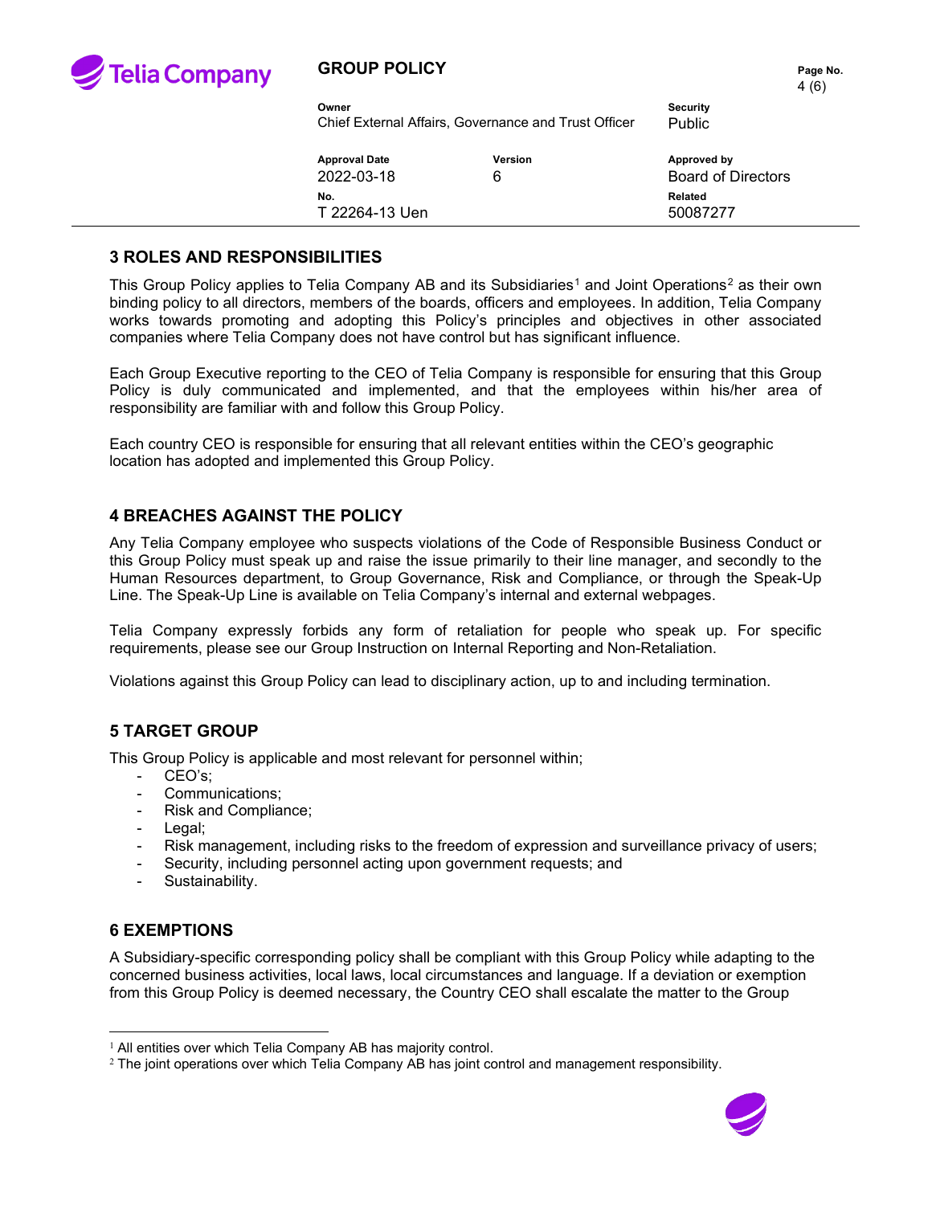## 3 ROLES AND RESPONSIBILITIES

This Group Policy applies to Telia Company AB and its Subsidiaries[1] and Joint Operations[2] as their own binding policy to all directors, members of the boards, officers and employees. In addition, Telia Company works towards promoting and adopting this Policy's principles and objectives in other associated companies where Telia Company does not have control but has significant influence.

Each Group Executive reporting to the CEO of Telia Company is responsible for ensuring that this Group Policy is duly communicated and implemented, and that the employees within his/her area of responsibility are familiar with and follow this Group Policy.

Each country CEO is responsible for ensuring that all relevant entities within the CEO's geographic location has adopted and implemented this Group Policy.

## 4 BREACHES AGAINST THE POLICY

Any Telia Company employee who suspects violations of the Code of Responsible Business Conduct or this Group Policy must speak up and raise the issue primarily to their line manager, and secondly to the Human Resources department, to Group Governance, Risk and Compliance, or through the Speak-Up Line. The Speak-Up Line is available on Telia Company's internal and external webpages.

Telia Company expressly forbids any form of retaliation for people who speak up. For specific requirements, please see our Group Instruction on Internal Reporting and Non-Retaliation.

Violations against this Group Policy can lead to disciplinary action, up to and including termination.

## 5 TARGET GROUP

This Group Policy is applicable and most relevant for personnel within;

- CEO's;
- Communications;
- Risk and Compliance;
- Legal;
- Risk management, including risks to the freedom of expression and surveillance privacy of users;
- Security, including personnel acting upon government requests; and
- Sustainability.

## 6 EXEMPTIONS

A Subsidiary-specific corresponding policy shall be compliant with this Group Policy while adapting to the concerned business activities, local laws, local circumstances and language. If a deviation or exemption from this Group Policy is deemed necessary, the Country CEO shall escalate the matter to the Group

---

[1] All entities over which Telia Company AB has majority control.

[2] The joint operations over which Telia Company AB has joint control and management responsibility.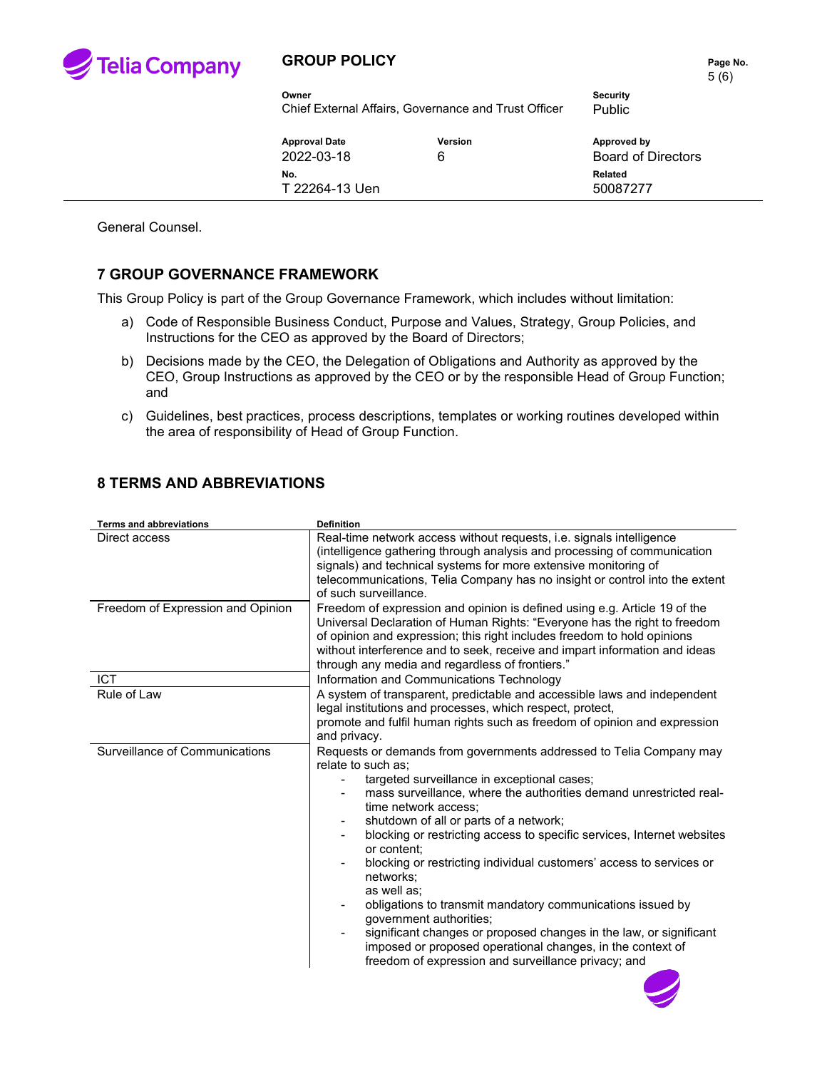General Counsel.

## 7 GROUP GOVERNANCE FRAMEWORK

This Group Policy is part of the Group Governance Framework, which includes without limitation:

a) Code of Responsible Business Conduct, Purpose and Values, Strategy, Group Policies, and Instructions for the CEO as approved by the Board of Directors;

b) Decisions made by the CEO, the Delegation of Obligations and Authority as approved by the CEO, Group Instructions as approved by the CEO or by the responsible Head of Group Function; and

c) Guidelines, best practices, process descriptions, templates or working routines developed within the area of responsibility of Head of Group Function.

## 8 TERMS AND ABBREVIATIONS

| Terms and abbreviations | Definition |
|---|---|
| Direct access | Real-time network access without requests, i.e. signals intelligence (intelligence gathering through analysis and processing of communication signals) and technical systems for more extensive monitoring of telecommunications, Telia Company has no insight or control into the extent of such surveillance. |
| Freedom of Expression and Opinion | Freedom of expression and opinion is defined using e.g. Article 19 of the Universal Declaration of Human Rights: "Everyone has the right to freedom of opinion and expression; this right includes freedom to hold opinions without interference and to seek, receive and impart information and ideas through any media and regardless of frontiers." |
| ICT | Information and Communications Technology |
| Rule of Law | A system of transparent, predictable and accessible laws and independent legal institutions and processes, which respect, protect, promote and fulfil human rights such as freedom of opinion and expression and privacy. |
| Surveillance of Communications | Requests or demands from governments addressed to Telia Company may relate to such as;<br>- targeted surveillance in exceptional cases;<br>- mass surveillance, where the authorities demand unrestricted real-time network access;<br>- shutdown of all or parts of a network;<br>- blocking or restricting access to specific services, Internet websites or content;<br>- blocking or restricting individual customers' access to services or networks;<br>as well as;<br>- obligations to transmit mandatory communications issued by government authorities;<br>- significant changes or proposed changes in the law, or significant imposed or proposed operational changes, in the context of freedom of expression and surveillance privacy; and |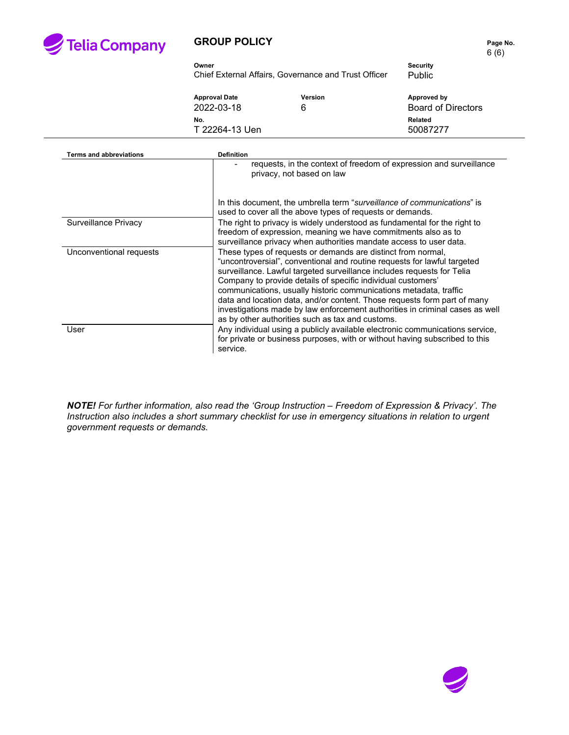| Terms and abbreviations | Definition |
|---|---|
| | - requests, in the context of freedom of expression and surveillance privacy, not based on law<br><br>In this document, the umbrella term "*surveillance of communications*" is used to cover all the above types of requests or demands. |
| Surveillance Privacy | The right to privacy is widely understood as fundamental for the right to freedom of expression, meaning we have commitments also as to surveillance privacy when authorities mandate access to user data. |
| Unconventional requests | These types of requests or demands are distinct from normal, "uncontroversial", conventional and routine requests for lawful targeted surveillance. Lawful targeted surveillance includes requests for Telia Company to provide details of specific individual customers' communications, usually historic communications metadata, traffic data and location data, and/or content. Those requests form part of many investigations made by law enforcement authorities in criminal cases as well as by other authorities such as tax and customs. |
| User | Any individual using a publicly available electronic communications service, for private or business purposes, with or without having subscribed to this service. |

***NOTE!*** *For further information, also read the 'Group Instruction – Freedom of Expression & Privacy'. The Instruction also includes a short summary checklist for use in emergency situations in relation to urgent government requests or demands.*